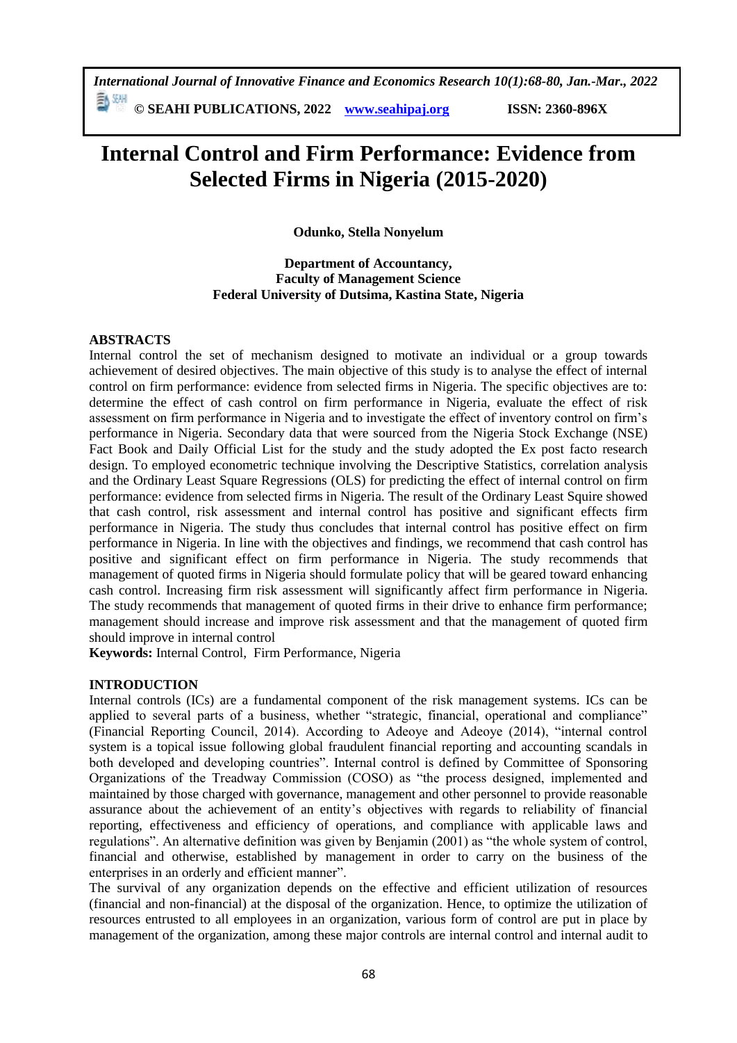*International Journal of Innovative Finance and Economics Research 10(1):68-80, Jan.-Mar., 2022*

**© SEAHI PUBLICATIONS, 2022 www.seahipaj.org ISSN: 2360-896X**

# Internal Control and Firm Performance: Evidence from Selected Firms in Nigeria (2015-2020)

**Odunko, Stella Nonyelum**

**Department of Accountancy,**
**Faculty of Management Science**
**Federal University of Dutsima, Kastina State, Nigeria**

## ABSTRACTS

Internal control the set of mechanism designed to motivate an individual or a group towards achievement of desired objectives. The main objective of this study is to analyse the effect of internal control on firm performance: evidence from selected firms in Nigeria. The specific objectives are to: determine the effect of cash control on firm performance in Nigeria, evaluate the effect of risk assessment on firm performance in Nigeria and to investigate the effect of inventory control on firm's performance in Nigeria. Secondary data that were sourced from the Nigeria Stock Exchange (NSE) Fact Book and Daily Official List for the study and the study adopted the Ex post facto research design. To employed econometric technique involving the Descriptive Statistics, correlation analysis and the Ordinary Least Square Regressions (OLS) for predicting the effect of internal control on firm performance: evidence from selected firms in Nigeria. The result of the Ordinary Least Squire showed that cash control, risk assessment and internal control has positive and significant effects firm performance in Nigeria. The study thus concludes that internal control has positive effect on firm performance in Nigeria. In line with the objectives and findings, we recommend that cash control has positive and significant effect on firm performance in Nigeria. The study recommends that management of quoted firms in Nigeria should formulate policy that will be geared toward enhancing cash control. Increasing firm risk assessment will significantly affect firm performance in Nigeria. The study recommends that management of quoted firms in their drive to enhance firm performance; management should increase and improve risk assessment and that the management of quoted firm should improve in internal control

**Keywords:** Internal Control, Firm Performance, Nigeria

## INTRODUCTION

Internal controls (ICs) are a fundamental component of the risk management systems. ICs can be applied to several parts of a business, whether "strategic, financial, operational and compliance" (Financial Reporting Council, 2014). According to Adeoye and Adeoye (2014), "internal control system is a topical issue following global fraudulent financial reporting and accounting scandals in both developed and developing countries". Internal control is defined by Committee of Sponsoring Organizations of the Treadway Commission (COSO) as "the process designed, implemented and maintained by those charged with governance, management and other personnel to provide reasonable assurance about the achievement of an entity's objectives with regards to reliability of financial reporting, effectiveness and efficiency of operations, and compliance with applicable laws and regulations". An alternative definition was given by Benjamin (2001) as "the whole system of control, financial and otherwise, established by management in order to carry on the business of the enterprises in an orderly and efficient manner".

The survival of any organization depends on the effective and efficient utilization of resources (financial and non-financial) at the disposal of the organization. Hence, to optimize the utilization of resources entrusted to all employees in an organization, various form of control are put in place by management of the organization, among these major controls are internal control and internal audit to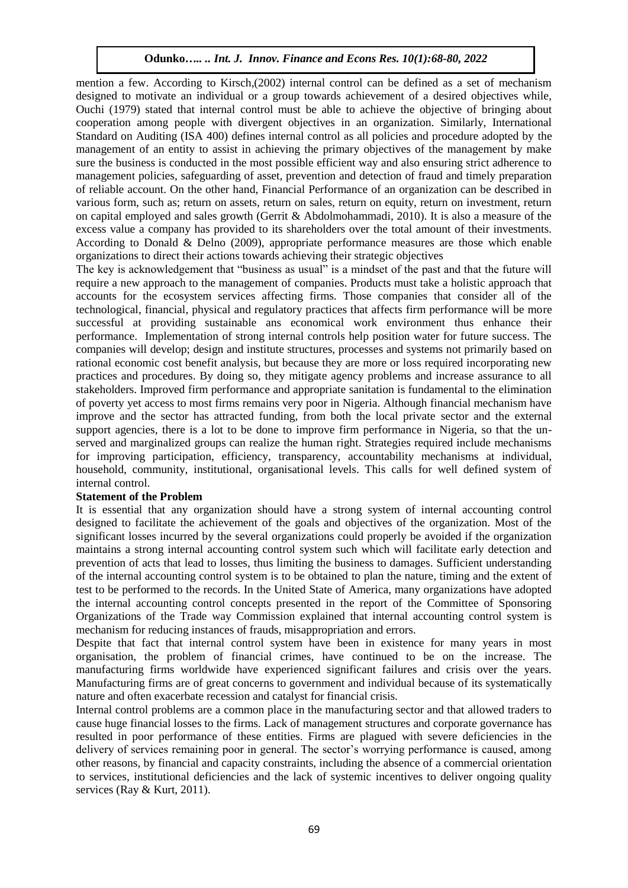mention a few. According to Kirsch,(2002) internal control can be defined as a set of mechanism designed to motivate an individual or a group towards achievement of a desired objectives while, Ouchi (1979) stated that internal control must be able to achieve the objective of bringing about cooperation among people with divergent objectives in an organization. Similarly, International Standard on Auditing (ISA 400) defines internal control as all policies and procedure adopted by the management of an entity to assist in achieving the primary objectives of the management by make sure the business is conducted in the most possible efficient way and also ensuring strict adherence to management policies, safeguarding of asset, prevention and detection of fraud and timely preparation of reliable account. On the other hand, Financial Performance of an organization can be described in various form, such as; return on assets, return on sales, return on equity, return on investment, return on capital employed and sales growth (Gerrit & Abdolmohammadi, 2010). It is also a measure of the excess value a company has provided to its shareholders over the total amount of their investments. According to Donald & Delno (2009), appropriate performance measures are those which enable organizations to direct their actions towards achieving their strategic objectives

The key is acknowledgement that "business as usual" is a mindset of the past and that the future will require a new approach to the management of companies. Products must take a holistic approach that accounts for the ecosystem services affecting firms. Those companies that consider all of the technological, financial, physical and regulatory practices that affects firm performance will be more successful at providing sustainable ans economical work environment thus enhance their performance. Implementation of strong internal controls help position water for future success. The companies will develop; design and institute structures, processes and systems not primarily based on rational economic cost benefit analysis, but because they are more or loss required incorporating new practices and procedures. By doing so, they mitigate agency problems and increase assurance to all stakeholders. Improved firm performance and appropriate sanitation is fundamental to the elimination of poverty yet access to most firms remains very poor in Nigeria. Although financial mechanism have improve and the sector has attracted funding, from both the local private sector and the external support agencies, there is a lot to be done to improve firm performance in Nigeria, so that the un-served and marginalized groups can realize the human right. Strategies required include mechanisms for improving participation, efficiency, transparency, accountability mechanisms at individual, household, community, institutional, organisational levels. This calls for well defined system of internal control.

**Statement of the Problem**

It is essential that any organization should have a strong system of internal accounting control designed to facilitate the achievement of the goals and objectives of the organization. Most of the significant losses incurred by the several organizations could properly be avoided if the organization maintains a strong internal accounting control system such which will facilitate early detection and prevention of acts that lead to losses, thus limiting the business to damages. Sufficient understanding of the internal accounting control system is to be obtained to plan the nature, timing and the extent of test to be performed to the records. In the United State of America, many organizations have adopted the internal accounting control concepts presented in the report of the Committee of Sponsoring Organizations of the Trade way Commission explained that internal accounting control system is mechanism for reducing instances of frauds, misappropriation and errors.

Despite that fact that internal control system have been in existence for many years in most organisation, the problem of financial crimes, have continued to be on the increase. The manufacturing firms worldwide have experienced significant failures and crisis over the years. Manufacturing firms are of great concerns to government and individual because of its systematically nature and often exacerbate recession and catalyst for financial crisis.

Internal control problems are a common place in the manufacturing sector and that allowed traders to cause huge financial losses to the firms. Lack of management structures and corporate governance has resulted in poor performance of these entities. Firms are plagued with severe deficiencies in the delivery of services remaining poor in general. The sector's worrying performance is caused, among other reasons, by financial and capacity constraints, including the absence of a commercial orientation to services, institutional deficiencies and the lack of systemic incentives to deliver ongoing quality services (Ray & Kurt, 2011).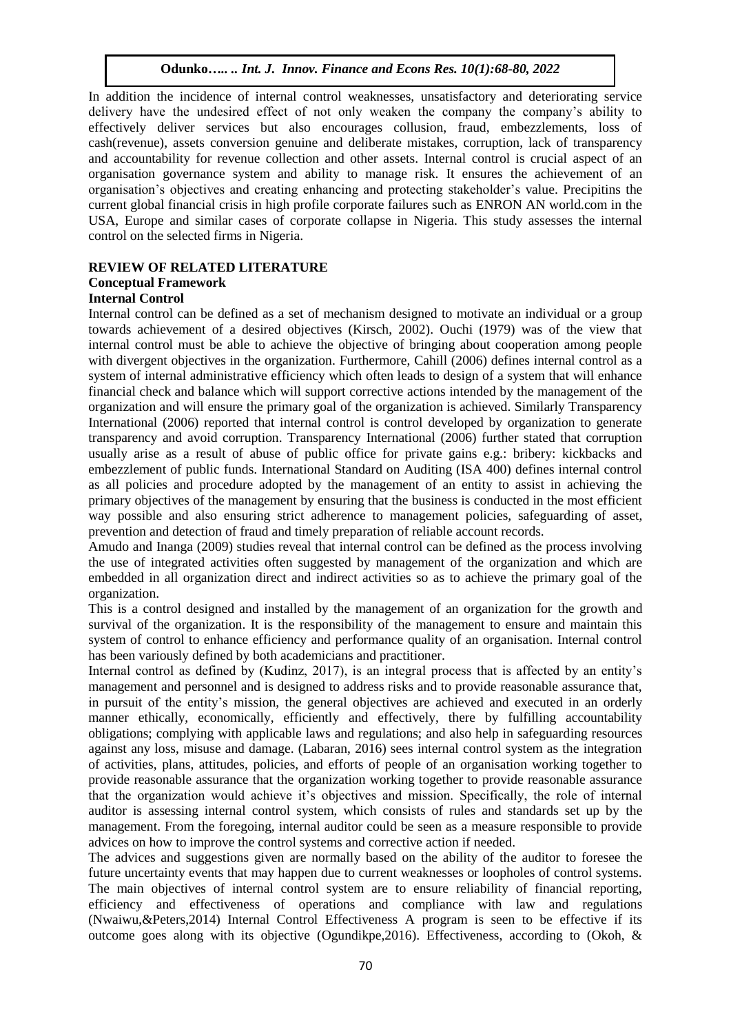In addition the incidence of internal control weaknesses, unsatisfactory and deteriorating service delivery have the undesired effect of not only weaken the company the company's ability to effectively deliver services but also encourages collusion, fraud, embezzlements, loss of cash(revenue), assets conversion genuine and deliberate mistakes, corruption, lack of transparency and accountability for revenue collection and other assets. Internal control is crucial aspect of an organisation governance system and ability to manage risk. It ensures the achievement of an organisation's objectives and creating enhancing and protecting stakeholder's value. Precipitins the current global financial crisis in high profile corporate failures such as ENRON AN world.com in the USA, Europe and similar cases of corporate collapse in Nigeria. This study assesses the internal control on the selected firms in Nigeria.

## REVIEW OF RELATED LITERATURE

### Conceptual Framework

#### Internal Control

Internal control can be defined as a set of mechanism designed to motivate an individual or a group towards achievement of a desired objectives (Kirsch, 2002). Ouchi (1979) was of the view that internal control must be able to achieve the objective of bringing about cooperation among people with divergent objectives in the organization. Furthermore, Cahill (2006) defines internal control as a system of internal administrative efficiency which often leads to design of a system that will enhance financial check and balance which will support corrective actions intended by the management of the organization and will ensure the primary goal of the organization is achieved. Similarly Transparency International (2006) reported that internal control is control developed by organization to generate transparency and avoid corruption. Transparency International (2006) further stated that corruption usually arise as a result of abuse of public office for private gains e.g.: bribery: kickbacks and embezzlement of public funds. International Standard on Auditing (ISA 400) defines internal control as all policies and procedure adopted by the management of an entity to assist in achieving the primary objectives of the management by ensuring that the business is conducted in the most efficient way possible and also ensuring strict adherence to management policies, safeguarding of asset, prevention and detection of fraud and timely preparation of reliable account records.

Amudo and Inanga (2009) studies reveal that internal control can be defined as the process involving the use of integrated activities often suggested by management of the organization and which are embedded in all organization direct and indirect activities so as to achieve the primary goal of the organization.

This is a control designed and installed by the management of an organization for the growth and survival of the organization. It is the responsibility of the management to ensure and maintain this system of control to enhance efficiency and performance quality of an organisation. Internal control has been variously defined by both academicians and practitioner.

Internal control as defined by (Kudinz, 2017), is an integral process that is affected by an entity's management and personnel and is designed to address risks and to provide reasonable assurance that, in pursuit of the entity's mission, the general objectives are achieved and executed in an orderly manner ethically, economically, efficiently and effectively, there by fulfilling accountability obligations; complying with applicable laws and regulations; and also help in safeguarding resources against any loss, misuse and damage. (Labaran, 2016) sees internal control system as the integration of activities, plans, attitudes, policies, and efforts of people of an organisation working together to provide reasonable assurance that the organization working together to provide reasonable assurance that the organization would achieve it's objectives and mission. Specifically, the role of internal auditor is assessing internal control system, which consists of rules and standards set up by the management. From the foregoing, internal auditor could be seen as a measure responsible to provide advices on how to improve the control systems and corrective action if needed.

The advices and suggestions given are normally based on the ability of the auditor to foresee the future uncertainty events that may happen due to current weaknesses or loopholes of control systems. The main objectives of internal control system are to ensure reliability of financial reporting, efficiency and effectiveness of operations and compliance with law and regulations (Nwaiwu,&Peters,2014) Internal Control Effectiveness A program is seen to be effective if its outcome goes along with its objective (Ogundikpe,2016). Effectiveness, according to (Okoh, &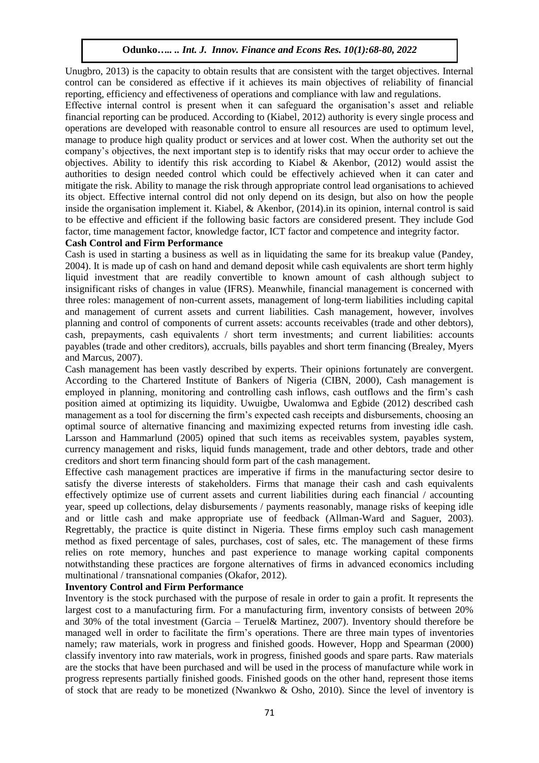Unugbro, 2013) is the capacity to obtain results that are consistent with the target objectives. Internal control can be considered as effective if it achieves its main objectives of reliability of financial reporting, efficiency and effectiveness of operations and compliance with law and regulations.

Effective internal control is present when it can safeguard the organisation's asset and reliable financial reporting can be produced. According to (Kiabel, 2012) authority is every single process and operations are developed with reasonable control to ensure all resources are used to optimum level, manage to produce high quality product or services and at lower cost. When the authority set out the company's objectives, the next important step is to identify risks that may occur order to achieve the objectives. Ability to identify this risk according to Kiabel & Akenbor, (2012) would assist the authorities to design needed control which could be effectively achieved when it can cater and mitigate the risk. Ability to manage the risk through appropriate control lead organisations to achieved its object. Effective internal control did not only depend on its design, but also on how the people inside the organisation implement it. Kiabel, & Akenbor, (2014).in its opinion, internal control is said to be effective and efficient if the following basic factors are considered present. They include God factor, time management factor, knowledge factor, ICT factor and competence and integrity factor.

**Cash Control and Firm Performance**

Cash is used in starting a business as well as in liquidating the same for its breakup value (Pandey, 2004). It is made up of cash on hand and demand deposit while cash equivalents are short term highly liquid investment that are readily convertible to known amount of cash although subject to insignificant risks of changes in value (IFRS). Meanwhile, financial management is concerned with three roles: management of non-current assets, management of long-term liabilities including capital and management of current assets and current liabilities. Cash management, however, involves planning and control of components of current assets: accounts receivables (trade and other debtors), cash, prepayments, cash equivalents / short term investments; and current liabilities: accounts payables (trade and other creditors), accruals, bills payables and short term financing (Brealey, Myers and Marcus, 2007).

Cash management has been vastly described by experts. Their opinions fortunately are convergent. According to the Chartered Institute of Bankers of Nigeria (CIBN, 2000), Cash management is employed in planning, monitoring and controlling cash inflows, cash outflows and the firm's cash position aimed at optimizing its liquidity. Uwuigbe, Uwalomwa and Egbide (2012) described cash management as a tool for discerning the firm's expected cash receipts and disbursements, choosing an optimal source of alternative financing and maximizing expected returns from investing idle cash. Larsson and Hammarlund (2005) opined that such items as receivables system, payables system, currency management and risks, liquid funds management, trade and other debtors, trade and other creditors and short term financing should form part of the cash management.

Effective cash management practices are imperative if firms in the manufacturing sector desire to satisfy the diverse interests of stakeholders. Firms that manage their cash and cash equivalents effectively optimize use of current assets and current liabilities during each financial / accounting year, speed up collections, delay disbursements / payments reasonably, manage risks of keeping idle and or little cash and make appropriate use of feedback (Allman-Ward and Saguer, 2003). Regrettably, the practice is quite distinct in Nigeria. These firms employ such cash management method as fixed percentage of sales, purchases, cost of sales, etc. The management of these firms relies on rote memory, hunches and past experience to manage working capital components notwithstanding these practices are forgone alternatives of firms in advanced economics including multinational / transnational companies (Okafor, 2012).

**Inventory Control and Firm Performance**

Inventory is the stock purchased with the purpose of resale in order to gain a profit. It represents the largest cost to a manufacturing firm. For a manufacturing firm, inventory consists of between 20% and 30% of the total investment (Garcia – Teruel& Martinez, 2007). Inventory should therefore be managed well in order to facilitate the firm's operations. There are three main types of inventories namely; raw materials, work in progress and finished goods. However, Hopp and Spearman (2000) classify inventory into raw materials, work in progress, finished goods and spare parts. Raw materials are the stocks that have been purchased and will be used in the process of manufacture while work in progress represents partially finished goods. Finished goods on the other hand, represent those items of stock that are ready to be monetized (Nwankwo & Osho, 2010). Since the level of inventory is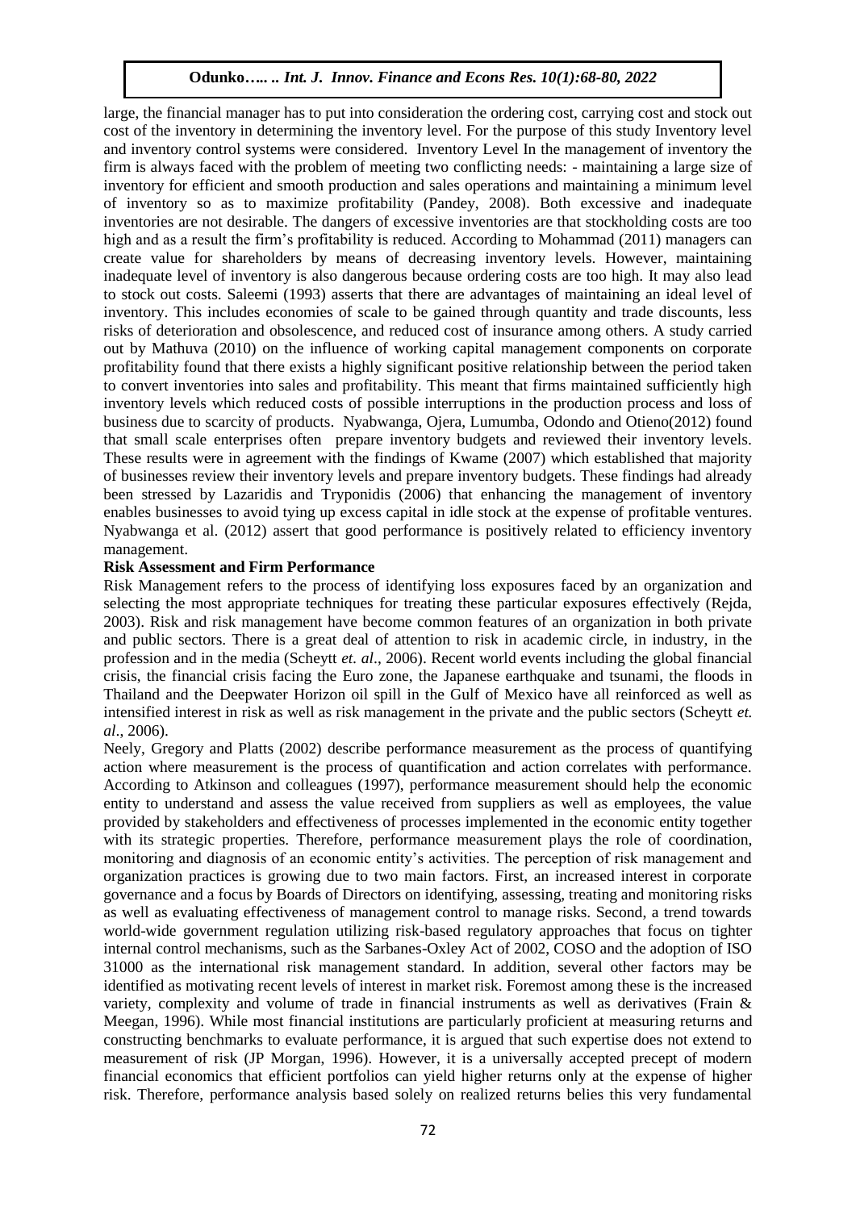large, the financial manager has to put into consideration the ordering cost, carrying cost and stock out cost of the inventory in determining the inventory level. For the purpose of this study Inventory level and inventory control systems were considered. Inventory Level In the management of inventory the firm is always faced with the problem of meeting two conflicting needs: - maintaining a large size of inventory for efficient and smooth production and sales operations and maintaining a minimum level of inventory so as to maximize profitability (Pandey, 2008). Both excessive and inadequate inventories are not desirable. The dangers of excessive inventories are that stockholding costs are too high and as a result the firm's profitability is reduced. According to Mohammad (2011) managers can create value for shareholders by means of decreasing inventory levels. However, maintaining inadequate level of inventory is also dangerous because ordering costs are too high. It may also lead to stock out costs. Saleemi (1993) asserts that there are advantages of maintaining an ideal level of inventory. This includes economies of scale to be gained through quantity and trade discounts, less risks of deterioration and obsolescence, and reduced cost of insurance among others. A study carried out by Mathuva (2010) on the influence of working capital management components on corporate profitability found that there exists a highly significant positive relationship between the period taken to convert inventories into sales and profitability. This meant that firms maintained sufficiently high inventory levels which reduced costs of possible interruptions in the production process and loss of business due to scarcity of products. Nyabwanga, Ojera, Lumumba, Odondo and Otieno(2012) found that small scale enterprises often prepare inventory budgets and reviewed their inventory levels. These results were in agreement with the findings of Kwame (2007) which established that majority of businesses review their inventory levels and prepare inventory budgets. These findings had already been stressed by Lazaridis and Tryponidis (2006) that enhancing the management of inventory enables businesses to avoid tying up excess capital in idle stock at the expense of profitable ventures. Nyabwanga et al. (2012) assert that good performance is positively related to efficiency inventory management.

**Risk Assessment and Firm Performance**

Risk Management refers to the process of identifying loss exposures faced by an organization and selecting the most appropriate techniques for treating these particular exposures effectively (Rejda, 2003). Risk and risk management have become common features of an organization in both private and public sectors. There is a great deal of attention to risk in academic circle, in industry, in the profession and in the media (Scheytt *et. al*., 2006). Recent world events including the global financial crisis, the financial crisis facing the Euro zone, the Japanese earthquake and tsunami, the floods in Thailand and the Deepwater Horizon oil spill in the Gulf of Mexico have all reinforced as well as intensified interest in risk as well as risk management in the private and the public sectors (Scheytt *et. al*., 2006).

Neely, Gregory and Platts (2002) describe performance measurement as the process of quantifying action where measurement is the process of quantification and action correlates with performance. According to Atkinson and colleagues (1997), performance measurement should help the economic entity to understand and assess the value received from suppliers as well as employees, the value provided by stakeholders and effectiveness of processes implemented in the economic entity together with its strategic properties. Therefore, performance measurement plays the role of coordination, monitoring and diagnosis of an economic entity's activities. The perception of risk management and organization practices is growing due to two main factors. First, an increased interest in corporate governance and a focus by Boards of Directors on identifying, assessing, treating and monitoring risks as well as evaluating effectiveness of management control to manage risks. Second, a trend towards world-wide government regulation utilizing risk-based regulatory approaches that focus on tighter internal control mechanisms, such as the Sarbanes-Oxley Act of 2002, COSO and the adoption of ISO 31000 as the international risk management standard. In addition, several other factors may be identified as motivating recent levels of interest in market risk. Foremost among these is the increased variety, complexity and volume of trade in financial instruments as well as derivatives (Frain & Meegan, 1996). While most financial institutions are particularly proficient at measuring returns and constructing benchmarks to evaluate performance, it is argued that such expertise does not extend to measurement of risk (JP Morgan, 1996). However, it is a universally accepted precept of modern financial economics that efficient portfolios can yield higher returns only at the expense of higher risk. Therefore, performance analysis based solely on realized returns belies this very fundamental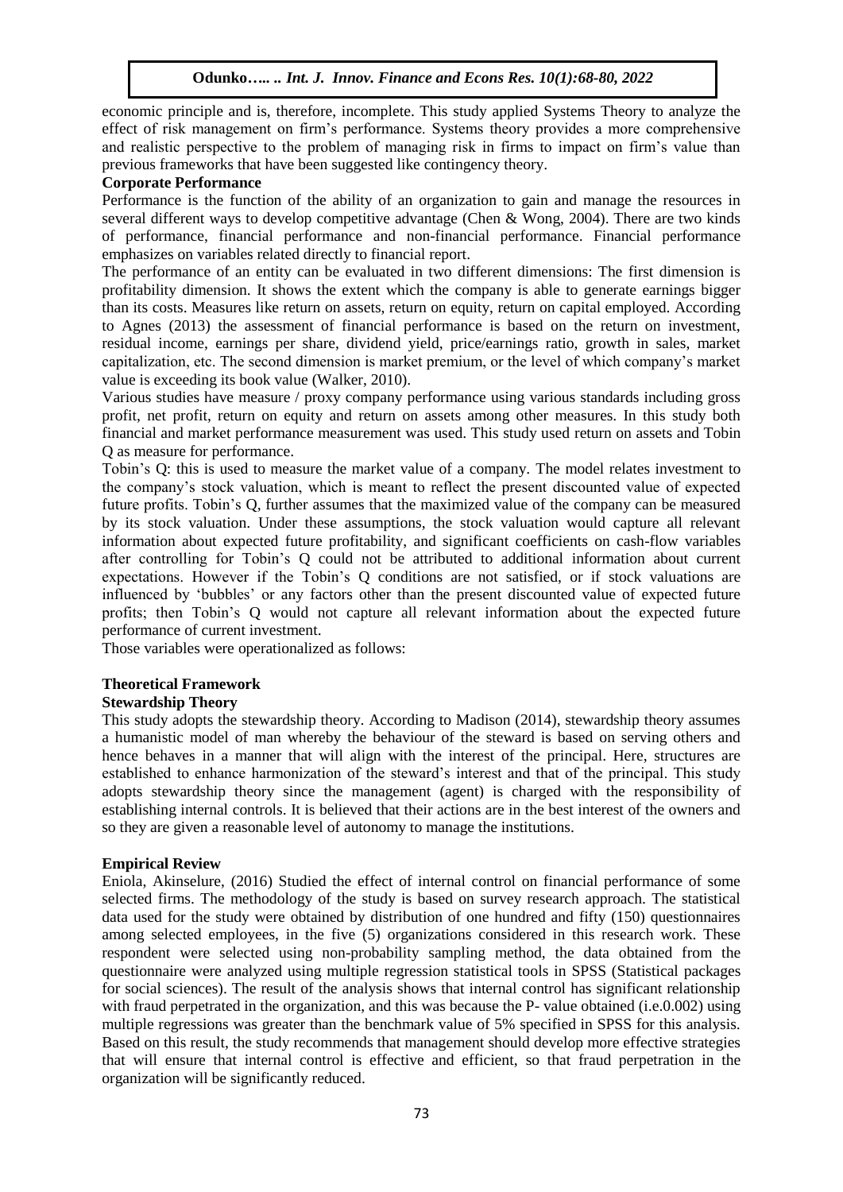economic principle and is, therefore, incomplete. This study applied Systems Theory to analyze the effect of risk management on firm's performance. Systems theory provides a more comprehensive and realistic perspective to the problem of managing risk in firms to impact on firm's value than previous frameworks that have been suggested like contingency theory.

**Corporate Performance**

Performance is the function of the ability of an organization to gain and manage the resources in several different ways to develop competitive advantage (Chen & Wong, 2004). There are two kinds of performance, financial performance and non-financial performance. Financial performance emphasizes on variables related directly to financial report.

The performance of an entity can be evaluated in two different dimensions: The first dimension is profitability dimension. It shows the extent which the company is able to generate earnings bigger than its costs. Measures like return on assets, return on equity, return on capital employed. According to Agnes (2013) the assessment of financial performance is based on the return on investment, residual income, earnings per share, dividend yield, price/earnings ratio, growth in sales, market capitalization, etc. The second dimension is market premium, or the level of which company's market value is exceeding its book value (Walker, 2010).

Various studies have measure / proxy company performance using various standards including gross profit, net profit, return on equity and return on assets among other measures. In this study both financial and market performance measurement was used. This study used return on assets and Tobin Q as measure for performance.

Tobin's Q: this is used to measure the market value of a company. The model relates investment to the company's stock valuation, which is meant to reflect the present discounted value of expected future profits. Tobin's Q, further assumes that the maximized value of the company can be measured by its stock valuation. Under these assumptions, the stock valuation would capture all relevant information about expected future profitability, and significant coefficients on cash-flow variables after controlling for Tobin's Q could not be attributed to additional information about current expectations. However if the Tobin's Q conditions are not satisfied, or if stock valuations are influenced by 'bubbles' or any factors other than the present discounted value of expected future profits; then Tobin's Q would not capture all relevant information about the expected future performance of current investment.

Those variables were operationalized as follows:

## Theoretical Framework

### Stewardship Theory

This study adopts the stewardship theory. According to Madison (2014), stewardship theory assumes a humanistic model of man whereby the behaviour of the steward is based on serving others and hence behaves in a manner that will align with the interest of the principal. Here, structures are established to enhance harmonization of the steward's interest and that of the principal. This study adopts stewardship theory since the management (agent) is charged with the responsibility of establishing internal controls. It is believed that their actions are in the best interest of the owners and so they are given a reasonable level of autonomy to manage the institutions.

## Empirical Review

Eniola, Akinselure, (2016) Studied the effect of internal control on financial performance of some selected firms. The methodology of the study is based on survey research approach. The statistical data used for the study were obtained by distribution of one hundred and fifty (150) questionnaires among selected employees, in the five (5) organizations considered in this research work. These respondent were selected using non-probability sampling method, the data obtained from the questionnaire were analyzed using multiple regression statistical tools in SPSS (Statistical packages for social sciences). The result of the analysis shows that internal control has significant relationship with fraud perpetrated in the organization, and this was because the P- value obtained (i.e.0.002) using multiple regressions was greater than the benchmark value of 5% specified in SPSS for this analysis. Based on this result, the study recommends that management should develop more effective strategies that will ensure that internal control is effective and efficient, so that fraud perpetration in the organization will be significantly reduced.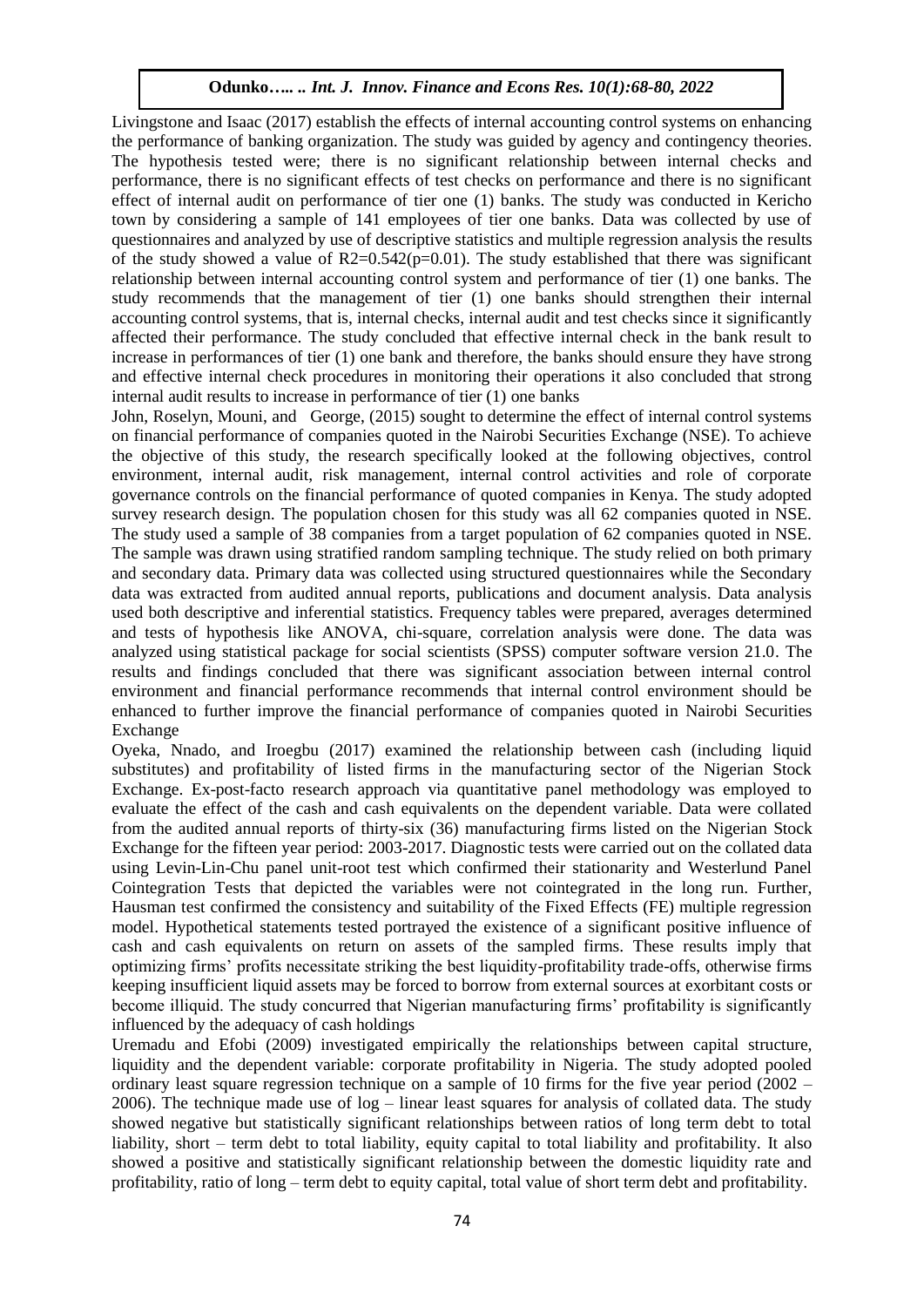Livingstone and Isaac (2017) establish the effects of internal accounting control systems on enhancing the performance of banking organization. The study was guided by agency and contingency theories. The hypothesis tested were; there is no significant relationship between internal checks and performance, there is no significant effects of test checks on performance and there is no significant effect of internal audit on performance of tier one (1) banks. The study was conducted in Kericho town by considering a sample of 141 employees of tier one banks. Data was collected by use of questionnaires and analyzed by use of descriptive statistics and multiple regression analysis the results of the study showed a value of $R2=0.542(p=0.01)$. The study established that there was significant relationship between internal accounting control system and performance of tier (1) one banks. The study recommends that the management of tier (1) one banks should strengthen their internal accounting control systems, that is, internal checks, internal audit and test checks since it significantly affected their performance. The study concluded that effective internal check in the bank result to increase in performances of tier (1) one bank and therefore, the banks should ensure they have strong and effective internal check procedures in monitoring their operations it also concluded that strong internal audit results to increase in performance of tier (1) one banks

John, Roselyn, Mouni, and George, (2015) sought to determine the effect of internal control systems on financial performance of companies quoted in the Nairobi Securities Exchange (NSE). To achieve the objective of this study, the research specifically looked at the following objectives, control environment, internal audit, risk management, internal control activities and role of corporate governance controls on the financial performance of quoted companies in Kenya. The study adopted survey research design. The population chosen for this study was all 62 companies quoted in NSE. The study used a sample of 38 companies from a target population of 62 companies quoted in NSE. The sample was drawn using stratified random sampling technique. The study relied on both primary and secondary data. Primary data was collected using structured questionnaires while the Secondary data was extracted from audited annual reports, publications and document analysis. Data analysis used both descriptive and inferential statistics. Frequency tables were prepared, averages determined and tests of hypothesis like ANOVA, chi-square, correlation analysis were done. The data was analyzed using statistical package for social scientists (SPSS) computer software version 21.0. The results and findings concluded that there was significant association between internal control environment and financial performance recommends that internal control environment should be enhanced to further improve the financial performance of companies quoted in Nairobi Securities Exchange

Oyeka, Nnado, and Iroegbu (2017) examined the relationship between cash (including liquid substitutes) and profitability of listed firms in the manufacturing sector of the Nigerian Stock Exchange. Ex-post-facto research approach via quantitative panel methodology was employed to evaluate the effect of the cash and cash equivalents on the dependent variable. Data were collated from the audited annual reports of thirty-six (36) manufacturing firms listed on the Nigerian Stock Exchange for the fifteen year period: 2003-2017. Diagnostic tests were carried out on the collated data using Levin-Lin-Chu panel unit-root test which confirmed their stationarity and Westerlund Panel Cointegration Tests that depicted the variables were not cointegrated in the long run. Further, Hausman test confirmed the consistency and suitability of the Fixed Effects (FE) multiple regression model. Hypothetical statements tested portrayed the existence of a significant positive influence of cash and cash equivalents on return on assets of the sampled firms. These results imply that optimizing firms' profits necessitate striking the best liquidity-profitability trade-offs, otherwise firms keeping insufficient liquid assets may be forced to borrow from external sources at exorbitant costs or become illiquid. The study concurred that Nigerian manufacturing firms' profitability is significantly influenced by the adequacy of cash holdings

Uremadu and Efobi (2009) investigated empirically the relationships between capital structure, liquidity and the dependent variable: corporate profitability in Nigeria. The study adopted pooled ordinary least square regression technique on a sample of 10 firms for the five year period (2002 – 2006). The technique made use of log – linear least squares for analysis of collated data. The study showed negative but statistically significant relationships between ratios of long term debt to total liability, short – term debt to total liability, equity capital to total liability and profitability. It also showed a positive and statistically significant relationship between the domestic liquidity rate and profitability, ratio of long – term debt to equity capital, total value of short term debt and profitability.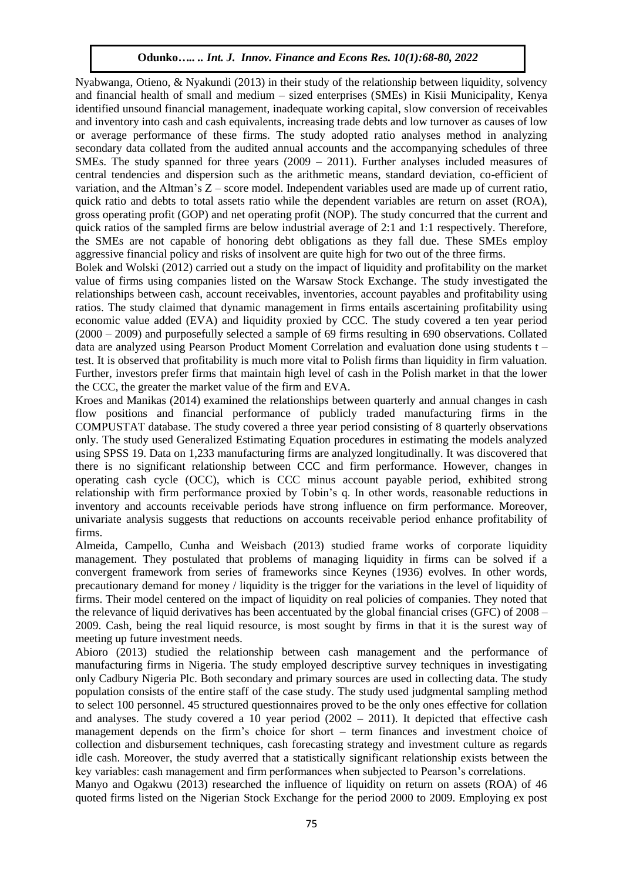Nyabwanga, Otieno, & Nyakundi (2013) in their study of the relationship between liquidity, solvency and financial health of small and medium – sized enterprises (SMEs) in Kisii Municipality, Kenya identified unsound financial management, inadequate working capital, slow conversion of receivables and inventory into cash and cash equivalents, increasing trade debts and low turnover as causes of low or average performance of these firms. The study adopted ratio analyses method in analyzing secondary data collated from the audited annual accounts and the accompanying schedules of three SMEs. The study spanned for three years (2009 – 2011). Further analyses included measures of central tendencies and dispersion such as the arithmetic means, standard deviation, co-efficient of variation, and the Altman's Z – score model. Independent variables used are made up of current ratio, quick ratio and debts to total assets ratio while the dependent variables are return on asset (ROA), gross operating profit (GOP) and net operating profit (NOP). The study concurred that the current and quick ratios of the sampled firms are below industrial average of 2:1 and 1:1 respectively. Therefore, the SMEs are not capable of honoring debt obligations as they fall due. These SMEs employ aggressive financial policy and risks of insolvent are quite high for two out of the three firms.

Bolek and Wolski (2012) carried out a study on the impact of liquidity and profitability on the market value of firms using companies listed on the Warsaw Stock Exchange. The study investigated the relationships between cash, account receivables, inventories, account payables and profitability using ratios. The study claimed that dynamic management in firms entails ascertaining profitability using economic value added (EVA) and liquidity proxied by CCC. The study covered a ten year period (2000 – 2009) and purposefully selected a sample of 69 firms resulting in 690 observations. Collated data are analyzed using Pearson Product Moment Correlation and evaluation done using students t – test. It is observed that profitability is much more vital to Polish firms than liquidity in firm valuation. Further, investors prefer firms that maintain high level of cash in the Polish market in that the lower the CCC, the greater the market value of the firm and EVA.

Kroes and Manikas (2014) examined the relationships between quarterly and annual changes in cash flow positions and financial performance of publicly traded manufacturing firms in the COMPUSTAT database. The study covered a three year period consisting of 8 quarterly observations only. The study used Generalized Estimating Equation procedures in estimating the models analyzed using SPSS 19. Data on 1,233 manufacturing firms are analyzed longitudinally. It was discovered that there is no significant relationship between CCC and firm performance. However, changes in operating cash cycle (OCC), which is CCC minus account payable period, exhibited strong relationship with firm performance proxied by Tobin's q. In other words, reasonable reductions in inventory and accounts receivable periods have strong influence on firm performance. Moreover, univariate analysis suggests that reductions on accounts receivable period enhance profitability of firms.

Almeida, Campello, Cunha and Weisbach (2013) studied frame works of corporate liquidity management. They postulated that problems of managing liquidity in firms can be solved if a convergent framework from series of frameworks since Keynes (1936) evolves. In other words, precautionary demand for money / liquidity is the trigger for the variations in the level of liquidity of firms. Their model centered on the impact of liquidity on real policies of companies. They noted that the relevance of liquid derivatives has been accentuated by the global financial crises (GFC) of 2008 – 2009. Cash, being the real liquid resource, is most sought by firms in that it is the surest way of meeting up future investment needs.

Abioro (2013) studied the relationship between cash management and the performance of manufacturing firms in Nigeria. The study employed descriptive survey techniques in investigating only Cadbury Nigeria Plc. Both secondary and primary sources are used in collecting data. The study population consists of the entire staff of the case study. The study used judgmental sampling method to select 100 personnel. 45 structured questionnaires proved to be the only ones effective for collation and analyses. The study covered a 10 year period (2002 – 2011). It depicted that effective cash management depends on the firm's choice for short – term finances and investment choice of collection and disbursement techniques, cash forecasting strategy and investment culture as regards idle cash. Moreover, the study averred that a statistically significant relationship exists between the key variables: cash management and firm performances when subjected to Pearson's correlations.

Manyo and Ogakwu (2013) researched the influence of liquidity on return on assets (ROA) of 46 quoted firms listed on the Nigerian Stock Exchange for the period 2000 to 2009. Employing ex post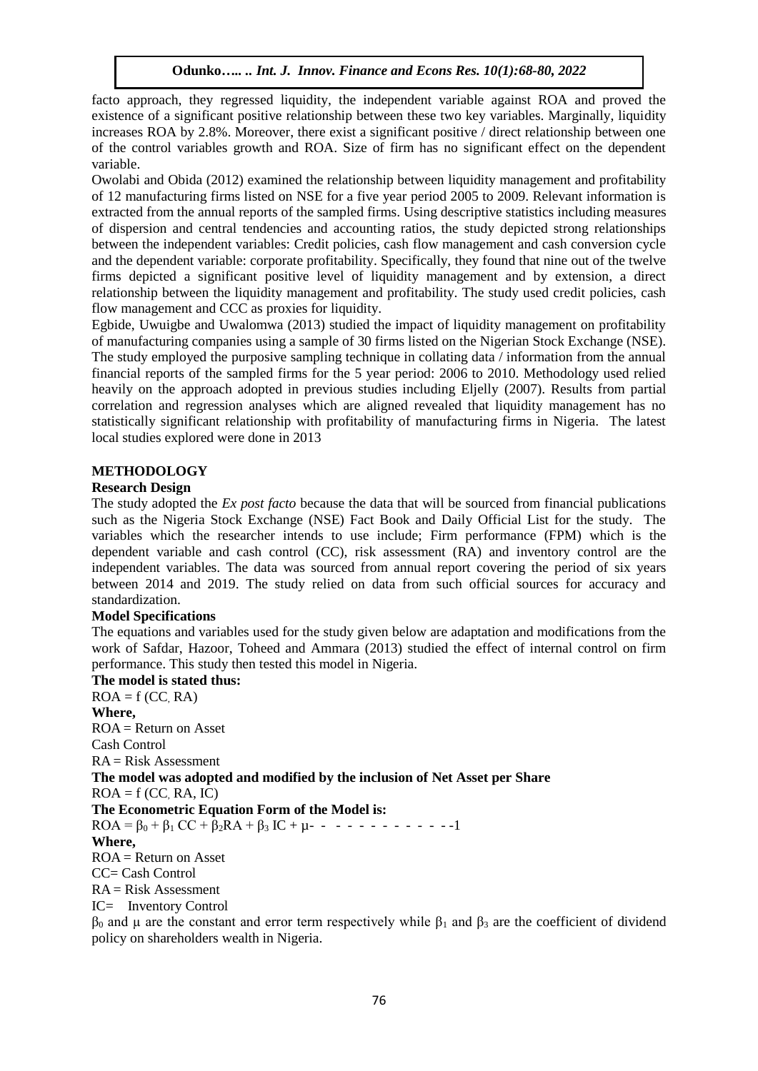facto approach, they regressed liquidity, the independent variable against ROA and proved the existence of a significant positive relationship between these two key variables. Marginally, liquidity increases ROA by 2.8%. Moreover, there exist a significant positive / direct relationship between one of the control variables growth and ROA. Size of firm has no significant effect on the dependent variable.

Owolabi and Obida (2012) examined the relationship between liquidity management and profitability of 12 manufacturing firms listed on NSE for a five year period 2005 to 2009. Relevant information is extracted from the annual reports of the sampled firms. Using descriptive statistics including measures of dispersion and central tendencies and accounting ratios, the study depicted strong relationships between the independent variables: Credit policies, cash flow management and cash conversion cycle and the dependent variable: corporate profitability. Specifically, they found that nine out of the twelve firms depicted a significant positive level of liquidity management and by extension, a direct relationship between the liquidity management and profitability. The study used credit policies, cash flow management and CCC as proxies for liquidity.

Egbide, Uwuigbe and Uwalomwa (2013) studied the impact of liquidity management on profitability of manufacturing companies using a sample of 30 firms listed on the Nigerian Stock Exchange (NSE). The study employed the purposive sampling technique in collating data / information from the annual financial reports of the sampled firms for the 5 year period: 2006 to 2010. Methodology used relied heavily on the approach adopted in previous studies including Eljelly (2007). Results from partial correlation and regression analyses which are aligned revealed that liquidity management has no statistically significant relationship with profitability of manufacturing firms in Nigeria. The latest local studies explored were done in 2013

## METHODOLOGY

### Research Design

The study adopted the *Ex post facto* because the data that will be sourced from financial publications such as the Nigeria Stock Exchange (NSE) Fact Book and Daily Official List for the study. The variables which the researcher intends to use include; Firm performance (FPM) which is the dependent variable and cash control (CC), risk assessment (RA) and inventory control are the independent variables. The data was sourced from annual report covering the period of six years between 2014 and 2019. The study relied on data from such official sources for accuracy and standardization.

### Model Specifications

The equations and variables used for the study given below are adaptation and modifications from the work of Safdar, Hazoor, Toheed and Ammara (2013) studied the effect of internal control on firm performance. This study then tested this model in Nigeria.

**The model is stated thus:**

ROA = f (CC, RA)

**Where,**

ROA = Return on Asset

Cash Control

RA = Risk Assessment

**The model was adopted and modified by the inclusion of Net Asset per Share**

ROA = f (CC, RA, IC)

**The Econometric Equation Form of the Model is:**

$$ROA = \beta_0 + \beta_1 CC + \beta_2 RA + \beta_3 IC + \mu \quad \text{- - - - - - - - - - - - -1}$$

**Where,**

ROA = Return on Asset

CC= Cash Control

RA = Risk Assessment

IC= Inventory Control

$\beta_0$ and $\mu$ are the constant and error term respectively while $\beta_1$ and $\beta_3$ are the coefficient of dividend policy on shareholders wealth in Nigeria.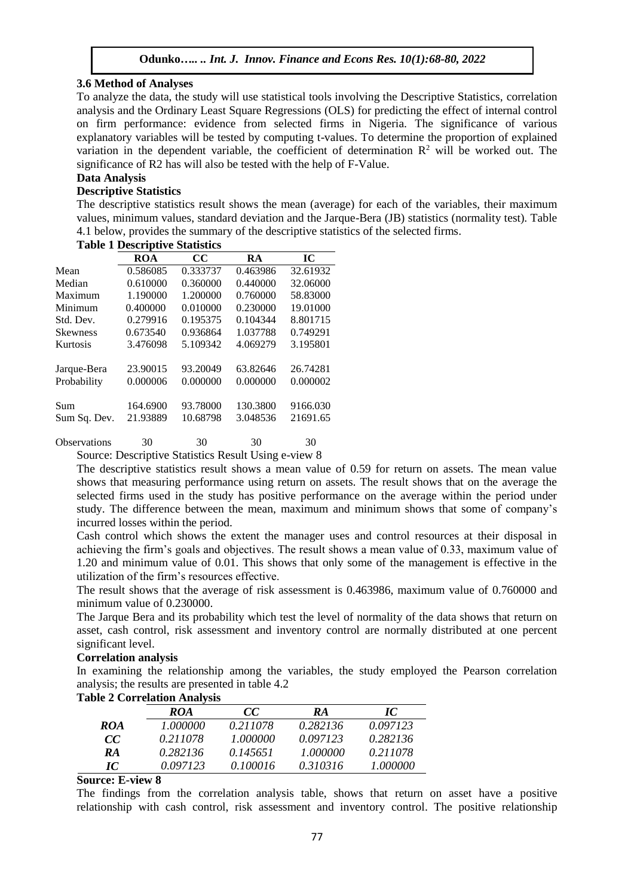### 3.6 Method of Analyses

To analyze the data, the study will use statistical tools involving the Descriptive Statistics, correlation analysis and the Ordinary Least Square Regressions (OLS) for predicting the effect of internal control on firm performance: evidence from selected firms in Nigeria. The significance of various explanatory variables will be tested by computing t-values. To determine the proportion of explained variation in the dependent variable, the coefficient of determination $R^2$ will be worked out. The significance of R2 has will also be tested with the help of F-Value.

**Data Analysis**

**Descriptive Statistics**

The descriptive statistics result shows the mean (average) for each of the variables, their maximum values, minimum values, standard deviation and the Jarque-Bera (JB) statistics (normality test). Table 4.1 below, provides the summary of the descriptive statistics of the selected firms.

**Table 1 Descriptive Statistics**

| | ROA | CC | RA | IC |
|---|---|---|---|---|
| Mean | 0.586085 | 0.333737 | 0.463986 | 32.61932 |
| Median | 0.610000 | 0.360000 | 0.440000 | 32.06000 |
| Maximum | 1.190000 | 1.200000 | 0.760000 | 58.83000 |
| Minimum | 0.400000 | 0.010000 | 0.230000 | 19.01000 |
| Std. Dev. | 0.279916 | 0.195375 | 0.104344 | 8.801715 |
| Skewness | 0.673540 | 0.936864 | 1.037788 | 0.749291 |
| Kurtosis | 3.476098 | 5.109342 | 4.069279 | 3.195801 |
| Jarque-Bera | 23.90015 | 93.20049 | 63.82646 | 26.74281 |
| Probability | 0.000006 | 0.000000 | 0.000000 | 0.000002 |
| Sum | 164.6900 | 93.78000 | 130.3800 | 9166.030 |
| Sum Sq. Dev. | 21.93889 | 10.68798 | 3.048536 | 21691.65 |
| Observations | 30 | 30 | 30 | 30 |

Source: Descriptive Statistics Result Using e-view 8

The descriptive statistics result shows a mean value of 0.59 for return on assets. The mean value shows that measuring performance using return on assets. The result shows that on the average the selected firms used in the study has positive performance on the average within the period under study. The difference between the mean, maximum and minimum shows that some of company's incurred losses within the period.

Cash control which shows the extent the manager uses and control resources at their disposal in achieving the firm's goals and objectives. The result shows a mean value of 0.33, maximum value of 1.20 and minimum value of 0.01. This shows that only some of the management is effective in the utilization of the firm's resources effective.

The result shows that the average of risk assessment is 0.463986, maximum value of 0.760000 and minimum value of 0.230000.

The Jarque Bera and its probability which test the level of normality of the data shows that return on asset, cash control, risk assessment and inventory control are normally distributed at one percent significant level.

**Correlation analysis**

In examining the relationship among the variables, the study employed the Pearson correlation analysis; the results are presented in table 4.2

**Table 2 Correlation Analysis**

| | *ROA* | *CC* | *RA* | *IC* |
|---|---|---|---|---|
| ***ROA*** | *1.000000* | *0.211078* | *0.282136* | *0.097123* |
| ***CC*** | *0.211078* | *1.000000* | *0.097123* | *0.282136* |
| ***RA*** | *0.282136* | *0.145651* | *1.000000* | *0.211078* |
| ***IC*** | *0.097123* | *0.100016* | *0.310316* | *1.000000* |

**Source: E-view 8**

The findings from the correlation analysis table, shows that return on asset have a positive relationship with cash control, risk assessment and inventory control. The positive relationship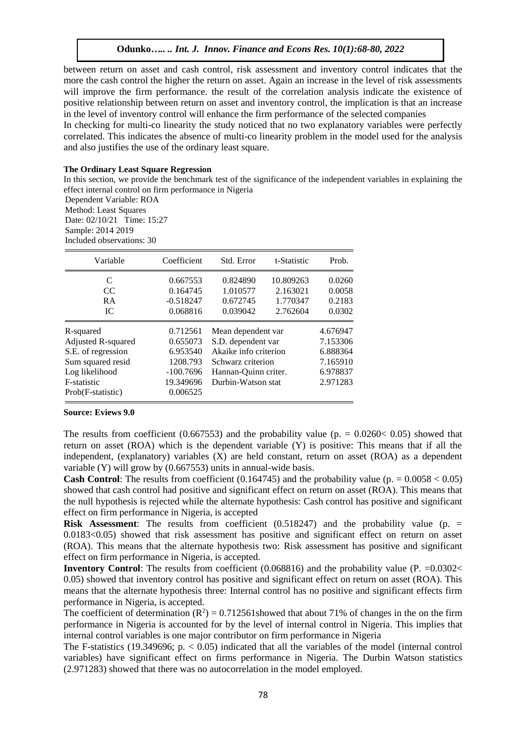between return on asset and cash control, risk assessment and inventory control indicates that the more the cash control the higher the return on asset. Again an increase in the level of risk assessments will improve the firm performance. the result of the correlation analysis indicate the existence of positive relationship between return on asset and inventory control, the implication is that an increase in the level of inventory control will enhance the firm performance of the selected companies

In checking for multi-co linearity the study noticed that no two explanatory variables were perfectly correlated. This indicates the absence of multi-co linearity problem in the model used for the analysis and also justifies the use of the ordinary least square.

**The Ordinary Least Square Regression**

In this section, we provide the benchmark test of the significance of the independent variables in explaining the effect internal control on firm performance in Nigeria

Dependent Variable: ROA
Method: Least Squares
Date: 02/10/21 Time: 15:27
Sample: 2014 2019
Included observations: 30

| Variable | Coefficient | Std. Error | t-Statistic | Prob. |
|---|---|---|---|---|
| C | 0.667553 | 0.824890 | 10.809263 | 0.0260 |
| CC | 0.164745 | 1.010577 | 2.163021 | 0.0058 |
| RA | -0.518247 | 0.672745 | 1.770347 | 0.2183 |
| IC | 0.068816 | 0.039042 | 2.762604 | 0.0302 |

| | | | |
|---|---|---|---|
| R-squared | 0.712561 | Mean dependent var | 4.676947 |
| Adjusted R-squared | 0.655073 | S.D. dependent var | 7.153306 |
| S.E. of regression | 6.953540 | Akaike info criterion | 6.888364 |
| Sum squared resid | 1208.793 | Schwarz criterion | 7.165910 |
| Log likelihood | -100.7696 | Hannan-Quinn criter. | 6.978837 |
| F-statistic | 19.349696 | Durbin-Watson stat | 2.971283 |
| Prob(F-statistic) | 0.006525 | | |

**Source: Eviews 9.0**

The results from coefficient (0.667553) and the probability value ($p. = 0.0260 < 0.05$) showed that return on asset (ROA) which is the dependent variable (Y) is positive: This means that if all the independent, (explanatory) variables (X) are held constant, return on asset (ROA) as a dependent variable (Y) will grow by (0.667553) units in annual-wide basis.

**Cash Control**: The results from coefficient (0.164745) and the probability value ($p. = 0.0058 < 0.05$) showed that cash control had positive and significant effect on return on asset (ROA). This means that the null hypothesis is rejected while the alternate hypothesis: Cash control has positive and significant effect on firm performance in Nigeria, is accepted

**Risk Assessment**: The results from coefficient (0.518247) and the probability value ($p. = 0.0183 < 0.05$) showed that risk assessment has positive and significant effect on return on asset (ROA). This means that the alternate hypothesis two: Risk assessment has positive and significant effect on firm performance in Nigeria, is accepted.

**Inventory Control**: The results from coefficient (0.068816) and the probability value ($P. = 0.0302 < 0.05$) showed that inventory control has positive and significant effect on return on asset (ROA). This means that the alternate hypothesis three: Internal control has no positive and significant effects firm performance in Nigeria, is accepted.

The coefficient of determination ($R^2$) = 0.712561showed that about 71% of changes in the on the firm performance in Nigeria is accounted for by the level of internal control in Nigeria. This implies that internal control variables is one major contributor on firm performance in Nigeria

The F-statistics (19.349696; $p. < 0.05$) indicated that all the variables of the model (internal control variables) have significant effect on firms performance in Nigeria. The Durbin Watson statistics (2.971283) showed that there was no autocorrelation in the model employed.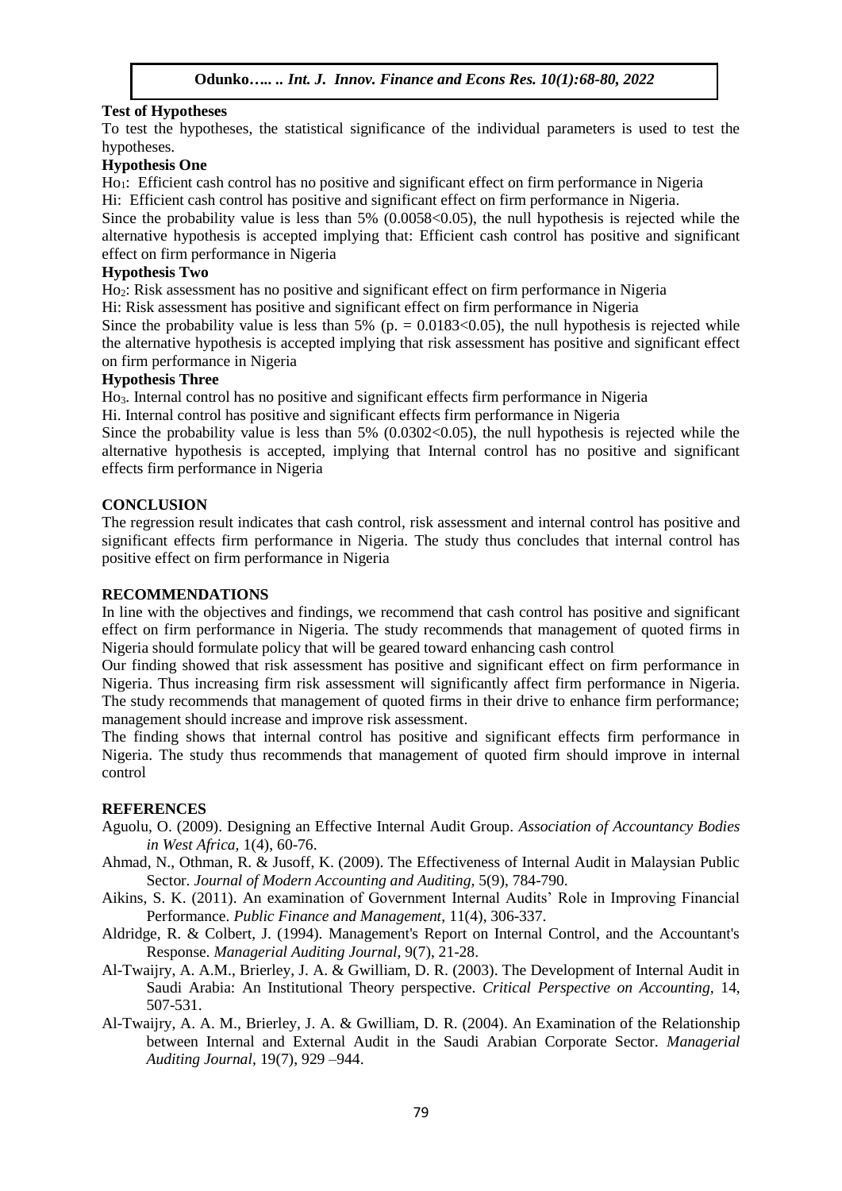### Test of Hypotheses

To test the hypotheses, the statistical significance of the individual parameters is used to test the hypotheses.

### Hypothesis One

$Ho_1$: Efficient cash control has no positive and significant effect on firm performance in Nigeria

Hi: Efficient cash control has positive and significant effect on firm performance in Nigeria.

Since the probability value is less than 5% ($0.0058<0.05$), the null hypothesis is rejected while the alternative hypothesis is accepted implying that: Efficient cash control has positive and significant effect on firm performance in Nigeria

### Hypothesis Two

$Ho_2$: Risk assessment has no positive and significant effect on firm performance in Nigeria

Hi: Risk assessment has positive and significant effect on firm performance in Nigeria

Since the probability value is less than 5% (p. = $0.0183<0.05$), the null hypothesis is rejected while the alternative hypothesis is accepted implying that risk assessment has positive and significant effect on firm performance in Nigeria

### Hypothesis Three

$Ho_3$. Internal control has no positive and significant effects firm performance in Nigeria

Hi. Internal control has positive and significant effects firm performance in Nigeria

Since the probability value is less than 5% ($0.0302<0.05$), the null hypothesis is rejected while the alternative hypothesis is accepted, implying that Internal control has no positive and significant effects firm performance in Nigeria

## CONCLUSION

The regression result indicates that cash control, risk assessment and internal control has positive and significant effects firm performance in Nigeria. The study thus concludes that internal control has positive effect on firm performance in Nigeria

## RECOMMENDATIONS

In line with the objectives and findings, we recommend that cash control has positive and significant effect on firm performance in Nigeria. The study recommends that management of quoted firms in Nigeria should formulate policy that will be geared toward enhancing cash control

Our finding showed that risk assessment has positive and significant effect on firm performance in Nigeria. Thus increasing firm risk assessment will significantly affect firm performance in Nigeria. The study recommends that management of quoted firms in their drive to enhance firm performance; management should increase and improve risk assessment.

The finding shows that internal control has positive and significant effects firm performance in Nigeria. The study thus recommends that management of quoted firm should improve in internal control

## REFERENCES

Aguolu, O. (2009). Designing an Effective Internal Audit Group. *Association of Accountancy Bodies in West Africa,* 1(4), 60-76.

Ahmad, N., Othman, R. & Jusoff, K. (2009). The Effectiveness of Internal Audit in Malaysian Public Sector. *Journal of Modern Accounting and Auditing,* 5(9), 784-790.

Aikins, S. K. (2011). An examination of Government Internal Audits' Role in Improving Financial Performance. *Public Finance and Management*, 11(4), 306-337.

Aldridge, R. & Colbert, J. (1994). Management's Report on Internal Control, and the Accountant's Response. *Managerial Auditing Journal*, 9(7), 21-28.

Al-Twaijry, A. A.M., Brierley, J. A. & Gwilliam, D. R. (2003). The Development of Internal Audit in Saudi Arabia: An Institutional Theory perspective. *Critical Perspective on Accounting*, 14, 507-531.

Al-Twaijry, A. A. M., Brierley, J. A. & Gwilliam, D. R. (2004). An Examination of the Relationship between Internal and External Audit in the Saudi Arabian Corporate Sector. *Managerial Auditing Journal*, 19(7), 929 –944.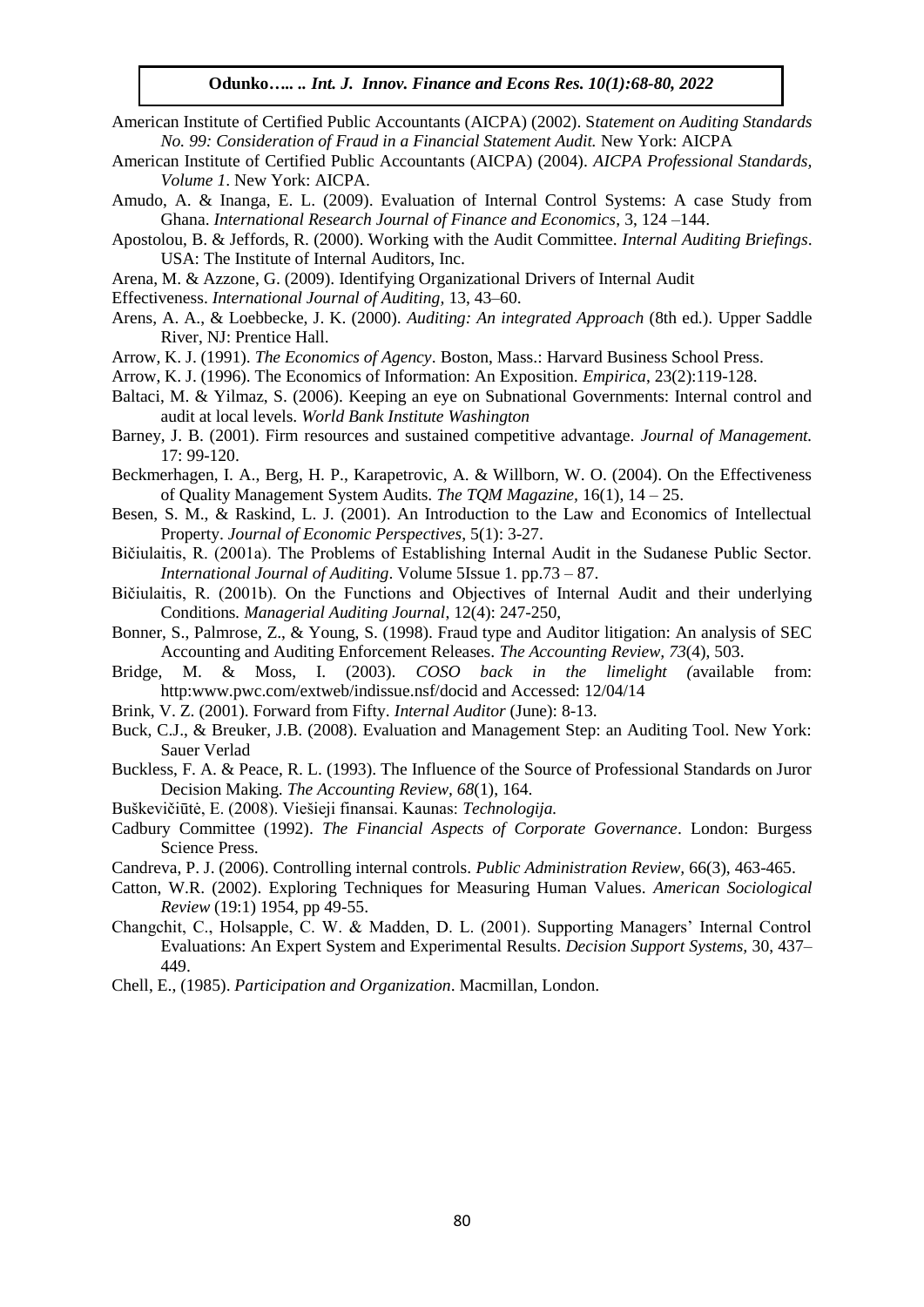American Institute of Certified Public Accountants (AICPA) (2002). S*tatement on Auditing Standards No. 99: Consideration of Fraud in a Financial Statement Audit.* New York: AICPA

American Institute of Certified Public Accountants (AICPA) (2004). *AICPA Professional Standards, Volume 1*. New York: AICPA.

Amudo, A. & Inanga, E. L. (2009). Evaluation of Internal Control Systems: A case Study from Ghana. *International Research Journal of Finance and Economics*, 3, 124 –144.

Apostolou, B. & Jeffords, R. (2000). Working with the Audit Committee. *Internal Auditing Briefings*. USA: The Institute of Internal Auditors, Inc.

Arena, M. & Azzone, G. (2009). Identifying Organizational Drivers of Internal Audit

Effectiveness. *International Journal of Auditing,* 13, 43–60.

Arens, A. A., & Loebbecke, J. K. (2000). *Auditing: An integrated Approach* (8th ed.). Upper Saddle River, NJ: Prentice Hall.

Arrow, K. J. (1991). *The Economics of Agency*. Boston, Mass.: Harvard Business School Press.

Arrow, K. J. (1996). The Economics of Information: An Exposition. *Empirica*, 23(2):119-128.

Baltaci, M. & Yilmaz, S. (2006). Keeping an eye on Subnational Governments: Internal control and audit at local levels. *World Bank Institute Washington*

Barney, J. B. (2001). Firm resources and sustained competitive advantage. *Journal of Management.* 17: 99-120.

Beckmerhagen, I. A., Berg, H. P., Karapetrovic, A. & Willborn, W. O. (2004). On the Effectiveness of Quality Management System Audits. *The TQM Magazine*, 16(1), 14 – 25.

Besen, S. M., & Raskind, L. J. (2001). An Introduction to the Law and Economics of Intellectual Property. *Journal of Economic Perspectives*, 5(1): 3-27.

Bičiulaitis, R. (2001a). The Problems of Establishing Internal Audit in the Sudanese Public Sector. *International Journal of Auditing*. Volume 5Issue 1. pp.73 – 87.

Bičiulaitis, R. (2001b). On the Functions and Objectives of Internal Audit and their underlying Conditions*. Managerial Auditing Journal*, 12(4): 247-250,

Bonner, S., Palmrose, Z., & Young, S. (1998). Fraud type and Auditor litigation: An analysis of SEC Accounting and Auditing Enforcement Releases. *The Accounting Review*, *73*(4), 503.

Bridge, M. & Moss, I. (2003). *COSO back in the limelight (*available from: http:www.pwc.com/extweb/indissue.nsf/docid and Accessed: 12/04/14

Brink, V. Z. (2001). Forward from Fifty. *Internal Auditor* (June): 8-13.

Buck, C.J., & Breuker, J.B. (2008). Evaluation and Management Step: an Auditing Tool. New York: Sauer Verlad

Buckless, F. A. & Peace, R. L. (1993). The Influence of the Source of Professional Standards on Juror Decision Making. *The Accounting Review*, *68*(1), 164.

Buškevičiūtė, E. (2008). Viešieji finansai. Kaunas: *Technologija.*

Cadbury Committee (1992). *The Financial Aspects of Corporate Governance*. London: Burgess Science Press.

Candreva, P. J. (2006). Controlling internal controls. *Public Administration Review,* 66(3), 463-465.

Catton, W.R. (2002). Exploring Techniques for Measuring Human Values. *American Sociological Review* (19:1) 1954, pp 49-55.

Changchit, C., Holsapple, C. W. & Madden, D. L. (2001). Supporting Managers' Internal Control Evaluations: An Expert System and Experimental Results. *Decision Support Systems*, 30, 437–449.

Chell, E., (1985). *Participation and Organization*. Macmillan, London.